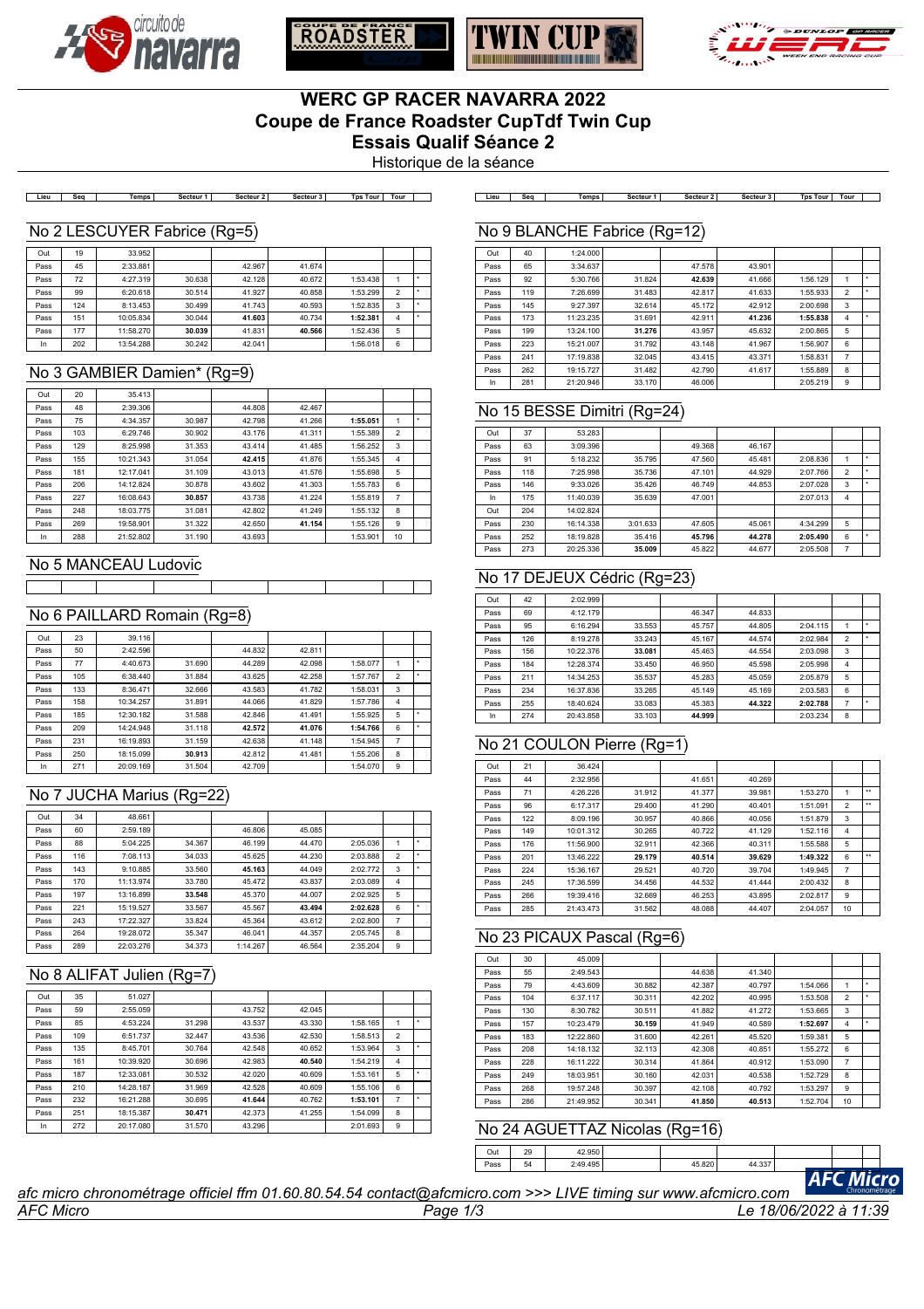# WERC GP RACER NAVARRA 2022
# Coupe de France Roadster CupTdf Twin Cup
# Essais Qualif Séance 2

Historique de la séance

## No 2 LESCUYER Fabrice (Rg=5)

| Lieu | Seq | Temps | Secteur 1 | Secteur 2 | Secteur 3 | Tps Tour | Tour | |
|---|---|---|---|---|---|---|---|---|
| Out | 19 | 33.952 | | | | | | |
| Pass | 45 | 2:33.881 | | 42.967 | 41.674 | | | |
| Pass | 72 | 4:27.319 | 30.638 | 42.128 | 40.672 | 1:53.438 | 1 | * |
| Pass | 99 | 6:20.618 | 30.514 | 41.927 | 40.858 | 1:53.299 | 2 | * |
| Pass | 124 | 8:13.453 | 30.499 | 41.743 | 40.593 | 1:52.835 | 3 | * |
| Pass | 151 | 10:05.834 | 30.044 | **41.603** | 40.734 | **1:52.381** | 4 | * |
| Pass | 177 | 11:58.270 | **30.039** | 41.831 | **40.566** | 1:52.436 | 5 | |
| In | 202 | 13:54.288 | 30.242 | 42.041 | | 1:56.018 | 6 | |

## No 3 GAMBIER Damien* (Rg=9)

| Lieu | Seq | Temps | Secteur 1 | Secteur 2 | Secteur 3 | Tps Tour | Tour | |
|---|---|---|---|---|---|---|---|---|
| Out | 20 | 35.413 | | | | | | |
| Pass | 48 | 2:39.306 | | 44.808 | 42.467 | | | |
| Pass | 75 | 4:34.357 | 30.987 | 42.798 | 41.266 | **1:55.051** | 1 | * |
| Pass | 103 | 6:29.746 | 30.902 | 43.176 | 41.311 | 1:55.389 | 2 | |
| Pass | 129 | 8:25.998 | 31.353 | 43.414 | 41.485 | 1:56.252 | 3 | |
| Pass | 155 | 10:21.343 | 31.054 | **42.415** | 41.876 | 1:55.345 | 4 | |
| Pass | 181 | 12:17.041 | 31.109 | 43.013 | 41.576 | 1:55.698 | 5 | |
| Pass | 206 | 14:12.824 | 30.878 | 43.602 | 41.303 | 1:55.783 | 6 | |
| Pass | 227 | 16:08.643 | **30.857** | 43.738 | 41.224 | 1:55.819 | 7 | |
| Pass | 248 | 18:03.775 | 31.081 | 42.802 | 41.249 | 1:55.132 | 8 | |
| Pass | 269 | 19:58.901 | 31.322 | 42.650 | **41.154** | 1:55.126 | 9 | |
| In | 288 | 21:52.802 | 31.190 | 43.693 | | 1:53.901 | 10 | |

## No 5 MANCEAU Ludovic

## No 6 PAILLARD Romain (Rg=8)

| Lieu | Seq | Temps | Secteur 1 | Secteur 2 | Secteur 3 | Tps Tour | Tour | |
|---|---|---|---|---|---|---|---|---|
| Out | 23 | 39.116 | | | | | | |
| Pass | 50 | 2:42.596 | | 44.832 | 42.811 | | | |
| Pass | 77 | 4:40.673 | 31.690 | 44.289 | 42.098 | 1:58.077 | 1 | * |
| Pass | 105 | 6:38.440 | 31.884 | 43.625 | 42.258 | 1:57.767 | 2 | * |
| Pass | 133 | 8:36.471 | 32.666 | 43.583 | 41.782 | 1:58.031 | 3 | |
| Pass | 158 | 10:34.257 | 31.891 | 44.066 | 41.829 | 1:57.786 | 4 | |
| Pass | 185 | 12:30.182 | 31.588 | 42.846 | 41.491 | 1:55.925 | 5 | * |
| Pass | 209 | 14:24.948 | 31.118 | **42.572** | **41.076** | **1:54.766** | 6 | * |
| Pass | 231 | 16:19.893 | 31.159 | 42.638 | 41.148 | 1:54.945 | 7 | |
| Pass | 250 | 18:15.099 | **30.913** | 42.812 | 41.481 | 1:55.206 | 8 | |
| In | 271 | 20:09.169 | 31.504 | 42.709 | | 1:54.070 | 9 | |

## No 7 JUCHA Marius (Rg=22)

| Lieu | Seq | Temps | Secteur 1 | Secteur 2 | Secteur 3 | Tps Tour | Tour | |
|---|---|---|---|---|---|---|---|---|
| Out | 34 | 48.661 | | | | | | |
| Pass | 60 | 2:59.189 | | 46.806 | 45.085 | | | |
| Pass | 88 | 5:04.225 | 34.367 | 46.199 | 44.470 | 2:05.036 | 1 | * |
| Pass | 116 | 7:08.113 | 34.033 | 45.625 | 44.230 | 2:03.888 | 2 | * |
| Pass | 143 | 9:10.885 | 33.560 | **45.163** | 44.049 | 2:02.772 | 3 | * |
| Pass | 170 | 11:13.974 | 33.780 | 45.472 | 43.837 | 2:03.089 | 4 | |
| Pass | 197 | 13:16.899 | **33.548** | 45.370 | 44.007 | 2:02.925 | 5 | |
| Pass | 221 | 15:19.527 | 33.567 | 45.567 | **43.494** | **2:02.628** | 6 | * |
| Pass | 243 | 17:22.327 | 33.824 | 45.364 | 43.612 | 2:02.800 | 7 | |
| Pass | 264 | 19:28.072 | 35.347 | 46.041 | 44.357 | 2:05.745 | 8 | |
| Pass | 289 | 22:03.276 | 34.373 | 1:14.267 | 46.564 | 2:35.204 | 9 | |

## No 8 ALIFAT Julien (Rg=7)

| Lieu | Seq | Temps | Secteur 1 | Secteur 2 | Secteur 3 | Tps Tour | Tour | |
|---|---|---|---|---|---|---|---|---|
| Out | 35 | 51.027 | | | | | | |
| Pass | 59 | 2:55.059 | | 43.752 | 42.045 | | | |
| Pass | 85 | 4:53.224 | 31.298 | 43.537 | 43.330 | 1:58.165 | 1 | * |
| Pass | 109 | 6:51.737 | 32.447 | 43.536 | 42.530 | 1:58.513 | 2 | |
| Pass | 135 | 8:45.701 | 30.764 | 42.548 | 40.652 | 1:53.964 | 3 | * |
| Pass | 161 | 10:39.920 | 30.696 | 42.983 | **40.540** | 1:54.219 | 4 | |
| Pass | 187 | 12:33.081 | 30.532 | 42.020 | 40.609 | 1:53.161 | 5 | * |
| Pass | 210 | 14:28.187 | 31.969 | 42.528 | 40.609 | 1:55.106 | 6 | |
| Pass | 232 | 16:21.288 | 30.695 | **41.644** | 40.762 | **1:53.101** | 7 | * |
| Pass | 251 | 18:15.387 | **30.471** | 42.373 | 41.255 | 1:54.099 | 8 | |
| In | 272 | 20:17.080 | 31.570 | 43.296 | | 2:01.693 | 9 | |

## No 9 BLANCHE Fabrice (Rg=12)

| Lieu | Seq | Temps | Secteur 1 | Secteur 2 | Secteur 3 | Tps Tour | Tour | |
|---|---|---|---|---|---|---|---|---|
| Out | 40 | 1:24.000 | | | | | | |
| Pass | 65 | 3:34.637 | | 47.578 | 43.901 | | | |
| Pass | 92 | 5:30.766 | 31.824 | **42.639** | 41.666 | 1:56.129 | 1 | * |
| Pass | 119 | 7:26.699 | 31.483 | 42.817 | 41.633 | 1:55.933 | 2 | * |
| Pass | 145 | 9:27.397 | 32.614 | 45.172 | 42.912 | 2:00.698 | 3 | |
| Pass | 173 | 11:23.235 | 31.691 | 42.911 | **41.236** | **1:55.838** | 4 | * |
| Pass | 199 | 13:24.100 | **31.276** | 43.957 | 45.632 | 2:00.865 | 5 | |
| Pass | 223 | 15:21.007 | 31.792 | 43.148 | 41.967 | 1:56.907 | 6 | |
| Pass | 241 | 17:19.838 | 32.045 | 43.415 | 43.371 | 1:58.831 | 7 | |
| Pass | 262 | 19:15.727 | 31.482 | 42.790 | 41.617 | 1:55.889 | 8 | |
| In | 281 | 21:20.946 | 33.170 | 46.006 | | 2:05.219 | 9 | |

## No 15 BESSE Dimitri (Rg=24)

| Lieu | Seq | Temps | Secteur 1 | Secteur 2 | Secteur 3 | Tps Tour | Tour | |
|---|---|---|---|---|---|---|---|---|
| Out | 37 | 53.283 | | | | | | |
| Pass | 63 | 3:09.396 | | 49.368 | 46.167 | | | |
| Pass | 91 | 5:18.232 | 35.795 | 47.560 | 45.481 | 2:08.836 | 1 | * |
| Pass | 118 | 7:25.998 | 35.736 | 47.101 | 44.929 | 2:07.766 | 2 | * |
| Pass | 146 | 9:33.026 | 35.426 | 46.749 | 44.853 | 2:07.028 | 3 | * |
| In | 175 | 11:40.039 | 35.639 | 47.001 | | 2:07.013 | 4 | |
| Out | 204 | 14:02.824 | | | | | | |
| Pass | 230 | 16:14.338 | 3:01.633 | 47.605 | 45.061 | 4:34.299 | 5 | |
| Pass | 252 | 18:19.828 | 35.416 | **45.796** | **44.278** | **2:05.490** | 6 | * |
| Pass | 273 | 20:25.336 | **35.009** | 45.822 | 44.677 | 2:05.508 | 7 | |

## No 17 DEJEUX Cédric (Rg=23)

| Lieu | Seq | Temps | Secteur 1 | Secteur 2 | Secteur 3 | Tps Tour | Tour | |
|---|---|---|---|---|---|---|---|---|
| Out | 42 | 2:02.999 | | | | | | |
| Pass | 69 | 4:12.179 | | 46.347 | 44.833 | | | |
| Pass | 95 | 6:16.294 | 33.553 | 45.757 | 44.805 | 2:04.115 | 1 | * |
| Pass | 126 | 8:19.278 | 33.243 | 45.167 | 44.574 | 2:02.984 | 2 | * |
| Pass | 156 | 10:22.376 | **33.081** | 45.463 | 44.554 | 2:03.098 | 3 | |
| Pass | 184 | 12:28.273 | 33.450 | 46.950 | 45.598 | 2:05.998 | 4 | |
| Pass | 211 | 14:34.253 | 35.537 | 45.283 | 45.059 | 2:05.879 | 5 | |
| Pass | 234 | 16:37.836 | 33.265 | 45.149 | 45.169 | 2:03.583 | 6 | |
| Pass | 255 | 18:40.624 | 33.083 | 45.383 | **44.322** | **2:02.788** | 7 | * |
| In | 274 | 20:43.858 | 33.103 | **44.999** | | 2:03.234 | 8 | |

## No 21 COULON Pierre (Rg=1)

| Lieu | Seq | Temps | Secteur 1 | Secteur 2 | Secteur 3 | Tps Tour | Tour | |
|---|---|---|---|---|---|---|---|---|
| Out | 21 | 36.424 | | | | | | |
| Pass | 44 | 2:32.956 | | 41.651 | 40.269 | | | |
| Pass | 71 | 4:26.226 | 31.912 | 41.377 | 39.981 | 1:53.270 | 1 | ** |
| Pass | 96 | 6:17.317 | 29.400 | 41.290 | 40.401 | 1:51.091 | 2 | ** |
| Pass | 122 | 8:09.196 | 30.957 | 40.866 | 40.056 | 1:51.879 | 3 | |
| Pass | 149 | 10:01.312 | 30.265 | 40.722 | 41.129 | 1:52.116 | 4 | |
| Pass | 176 | 11:56.900 | 32.911 | 42.366 | 40.311 | 1:55.588 | 5 | |
| Pass | 201 | 13:46.222 | **29.179** | **40.514** | **39.629** | **1:49.322** | 6 | ** |
| Pass | 224 | 15:36.167 | 29.521 | 40.720 | 39.704 | 1:49.945 | 7 | |
| Pass | 245 | 17:36.599 | 34.456 | 44.532 | 41.444 | 2:00.432 | 8 | |
| Pass | 266 | 19:39.416 | 32.669 | 46.253 | 43.895 | 2:02.817 | 9 | |
| Pass | 285 | 21:43.473 | 31.562 | 48.088 | 44.407 | 2:04.057 | 10 | |

## No 23 PICAUX Pascal (Rg=6)

| Lieu | Seq | Temps | Secteur 1 | Secteur 2 | Secteur 3 | Tps Tour | Tour | |
|---|---|---|---|---|---|---|---|---|
| Out | 30 | 45.009 | | | | | | |
| Pass | 55 | 2:49.543 | | 44.638 | 41.340 | | | |
| Pass | 79 | 4:43.609 | 30.882 | 42.387 | 40.797 | 1:54.066 | 1 | * |
| Pass | 104 | 6:37.117 | 30.311 | 42.202 | 40.995 | 1:53.508 | 2 | * |
| Pass | 130 | 8:30.782 | 30.511 | 41.882 | 41.272 | 1:53.665 | 3 | |
| Pass | 157 | 10:23.479 | **30.159** | 41.949 | 40.589 | **1:52.697** | 4 | * |
| Pass | 183 | 12:22.860 | 31.600 | 42.261 | 45.520 | 1:59.381 | 5 | |
| Pass | 208 | 14:18.132 | 32.113 | 42.308 | 40.851 | 1:55.272 | 6 | |
| Pass | 228 | 16:11.222 | 30.314 | 41.864 | 40.912 | 1:53.090 | 7 | |
| Pass | 249 | 18:03.951 | 30.160 | 42.031 | 40.538 | 1:52.729 | 8 | |
| Pass | 268 | 19:57.248 | 30.397 | 42.108 | 40.792 | 1:53.297 | 9 | |
| Pass | 286 | 21:49.952 | 30.341 | **41.850** | **40.513** | 1:52.704 | 10 | |

## No 24 AGUETTAZ Nicolas (Rg=16)

| Lieu | Seq | Temps | Secteur 1 | Secteur 2 | Secteur 3 | Tps Tour | Tour | |
|---|---|---|---|---|---|---|---|---|
| Out | 29 | 42.950 | | | | | | |
| Pass | 54 | 2:49.495 | | 45.820 | 44.337 | | | |

*afc micro chronométrage officiel ffm 01.60.80.54.54 contact@afcmicro.com >>> LIVE timing sur www.afcmicro.com*

*AFC Micro* — *Le 18/06/2022 à 11:39*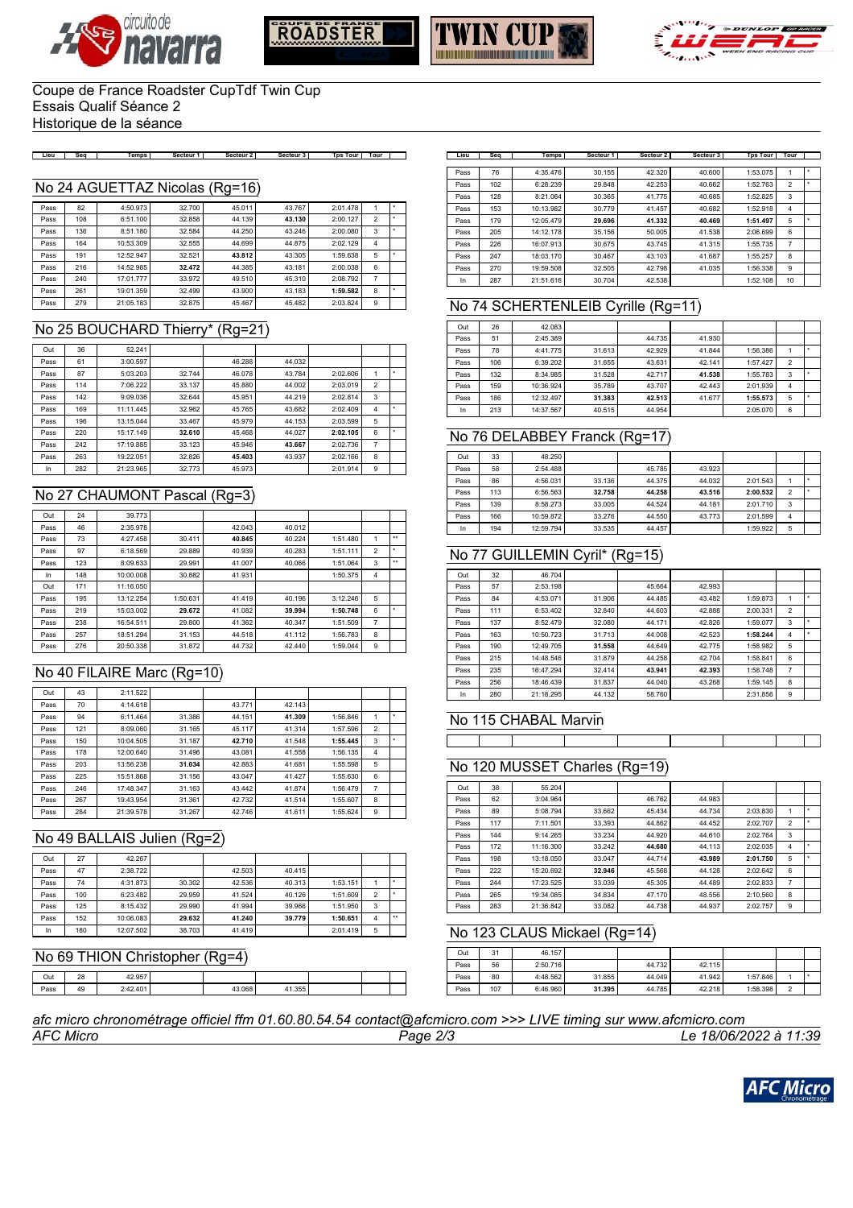Coupe de France Roadster CupTdf Twin Cup
Essais Qualif Séance 2
Historique de la séance

## No 24 AGUETTAZ Nicolas (Rg=16)

| Lieu | Seq | Temps | Secteur 1 | Secteur 2 | Secteur 3 | Tps Tour | Tour | |
|---|---|---|---|---|---|---|---|---|
| Pass | 82 | 4:50.973 | 32.700 | 45.011 | 43.767 | 2:01.478 | 1 | * |
| Pass | 108 | 6:51.100 | 32.858 | 44.139 | **43.130** | 2:00.127 | 2 | * |
| Pass | 136 | 8:51.180 | 32.584 | 44.250 | 43.246 | 2:00.080 | 3 | * |
| Pass | 164 | 10:53.309 | 32.555 | 44.699 | 44.875 | 2:02.129 | 4 | |
| Pass | 191 | 12:52.947 | 32.521 | **43.812** | 43.305 | 1:59.638 | 5 | * |
| Pass | 216 | 14:52.985 | **32.472** | 44.385 | 43.181 | 2:00.038 | 6 | |
| Pass | 240 | 17:01.777 | 33.972 | 49.510 | 45.310 | 2:08.792 | 7 | |
| Pass | 261 | 19:01.359 | 32.499 | 43.900 | 43.183 | **1:59.582** | 8 | * |
| Pass | 279 | 21:05.183 | 32.875 | 45.467 | 45.482 | 2:03.824 | 9 | |

## No 25 BOUCHARD Thierry* (Rg=21)

| Lieu | Seq | Temps | Secteur 1 | Secteur 2 | Secteur 3 | Tps Tour | Tour | |
|---|---|---|---|---|---|---|---|---|
| Out | 36 | 52.241 | | | | | | |
| Pass | 61 | 3:00.597 | | 46.288 | 44.032 | | | |
| Pass | 87 | 5:03.203 | 32.744 | 46.078 | 43.784 | 2:02.606 | 1 | * |
| Pass | 114 | 7:06.222 | 33.137 | 45.880 | 44.002 | 2:03.019 | 2 | |
| Pass | 142 | 9:09.036 | 32.644 | 45.951 | 44.219 | 2:02.814 | 3 | |
| Pass | 169 | 11:11.445 | 32.962 | 45.765 | 43.682 | 2:02.409 | 4 | * |
| Pass | 196 | 13:15.044 | 33.467 | 45.979 | 44.153 | 2:03.599 | 5 | |
| Pass | 220 | 15:17.149 | **32.610** | 45.468 | 44.027 | **2:02.105** | 6 | * |
| Pass | 242 | 17:19.885 | 33.123 | 45.946 | **43.667** | 2:02.736 | 7 | |
| Pass | 263 | 19:22.051 | 32.826 | **45.403** | 43.937 | 2:02.166 | 8 | |
| In | 282 | 21:23.965 | 32.773 | 45.973 | | 2:01.914 | 9 | |

## No 27 CHAUMONT Pascal (Rg=3)

| Lieu | Seq | Temps | Secteur 1 | Secteur 2 | Secteur 3 | Tps Tour | Tour | |
|---|---|---|---|---|---|---|---|---|
| Out | 24 | 39.773 | | | | | | |
| Pass | 46 | 2:35.978 | | 42.043 | 40.012 | | | |
| Pass | 73 | 4:27.458 | 30.411 | **40.845** | 40.224 | 1:51.480 | 1 | ** |
| Pass | 97 | 6:18.569 | 29.889 | 40.939 | 40.283 | 1:51.111 | 2 | * |
| Pass | 123 | 8:09.633 | 29.991 | 41.007 | 40.066 | 1:51.064 | 3 | ** |
| In | 148 | 10:00.008 | 30.882 | 41.931 | | 1:50.375 | 4 | |
| Out | 171 | 11:16.050 | | | | | | |
| Pass | 195 | 13:12.254 | 1:50.631 | 41.419 | 40.196 | 3:12.246 | 5 | |
| Pass | 219 | 15:03.002 | **29.672** | 41.082 | **39.994** | **1:50.748** | 6 | * |
| Pass | 238 | 16:54.511 | 29.800 | 41.362 | 40.347 | 1:51.509 | 7 | |
| Pass | 257 | 18:51.294 | 31.153 | 44.518 | 41.112 | 1:56.783 | 8 | |
| Pass | 276 | 20:50.338 | 31.872 | 44.732 | 42.440 | 1:59.044 | 9 | |

## No 40 FILAIRE Marc (Rg=10)

| Lieu | Seq | Temps | Secteur 1 | Secteur 2 | Secteur 3 | Tps Tour | Tour | |
|---|---|---|---|---|---|---|---|---|
| Out | 43 | 2:11.522 | | | | | | |
| Pass | 70 | 4:14.618 | | 43.771 | 42.143 | | | |
| Pass | 94 | 6:11.464 | 31.386 | 44.151 | **41.309** | 1:56.846 | 1 | * |
| Pass | 121 | 8:09.060 | 31.165 | 45.117 | 41.314 | 1:57.596 | 2 | |
| Pass | 150 | 10:04.505 | 31.187 | **42.710** | 41.548 | **1:55.445** | 3 | * |
| Pass | 178 | 12:00.640 | 31.496 | 43.081 | 41.558 | 1:56.135 | 4 | |
| Pass | 203 | 13:56.238 | **31.034** | 42.883 | 41.681 | 1:55.598 | 5 | |
| Pass | 225 | 15:51.868 | 31.156 | 43.047 | 41.427 | 1:55.630 | 6 | |
| Pass | 246 | 17:48.347 | 31.163 | 43.442 | 41.874 | 1:56.479 | 7 | |
| Pass | 267 | 19:43.954 | 31.361 | 42.732 | 41.514 | 1:55.607 | 8 | |
| Pass | 284 | 21:39.578 | 31.267 | 42.746 | 41.611 | 1:55.624 | 9 | |

## No 49 BALLAIS Julien (Rg=2)

| Lieu | Seq | Temps | Secteur 1 | Secteur 2 | Secteur 3 | Tps Tour | Tour | |
|---|---|---|---|---|---|---|---|---|
| Out | 27 | 42.267 | | | | | | |
| Pass | 47 | 2:38.722 | | 42.503 | 40.415 | | | |
| Pass | 74 | 4:31.873 | 30.302 | 42.536 | 40.313 | 1:53.151 | 1 | * |
| Pass | 100 | 6:23.482 | 29.959 | 41.524 | 40.126 | 1:51.609 | 2 | * |
| Pass | 125 | 8:15.432 | 29.990 | 41.994 | 39.966 | 1:51.950 | 3 | |
| Pass | 152 | 10:06.083 | **29.632** | **41.240** | **39.779** | **1:50.651** | 4 | ** |
| In | 180 | 12:07.502 | 38.703 | 41.419 | | 2:01.419 | 5 | |

## No 69 THION Christopher (Rg=4)

| Lieu | Seq | Temps | Secteur 1 | Secteur 2 | Secteur 3 | Tps Tour | Tour | |
|---|---|---|---|---|---|---|---|---|
| Out | 28 | 42.957 | | | | | | |
| Pass | 49 | 2:42.401 | | 43.068 | 41.355 | | | |
| Pass | 76 | 4:35.476 | 30.155 | 42.320 | 40.600 | 1:53.075 | 1 | * |
| Pass | 102 | 6:28.239 | 29.848 | 42.253 | 40.662 | 1:52.763 | 2 | * |
| Pass | 128 | 8:21.064 | 30.365 | 41.775 | 40.685 | 1:52.825 | 3 | |
| Pass | 153 | 10:13.982 | 30.779 | 41.457 | 40.682 | 1:52.918 | 4 | |
| Pass | 179 | 12:05.479 | **29.696** | **41.332** | **40.469** | **1:51.497** | 5 | * |
| Pass | 205 | 14:12.178 | 35.156 | 50.005 | 41.538 | 2:06.699 | 6 | |
| Pass | 226 | 16:07.913 | 30.675 | 43.745 | 41.315 | 1:55.735 | 7 | |
| Pass | 247 | 18:03.170 | 30.467 | 43.103 | 41.687 | 1:55.257 | 8 | |
| Pass | 270 | 19:59.508 | 32.505 | 42.798 | 41.035 | 1:56.338 | 9 | |
| In | 287 | 21:51.616 | 30.704 | 42.538 | | 1:52.108 | 10 | |

## No 74 SCHERTENLEIB Cyrille (Rg=11)

| Lieu | Seq | Temps | Secteur 1 | Secteur 2 | Secteur 3 | Tps Tour | Tour | |
|---|---|---|---|---|---|---|---|---|
| Out | 26 | 42.083 | | | | | | |
| Pass | 51 | 2:45.389 | | 44.735 | 41.930 | | | |
| Pass | 78 | 4:41.775 | 31.613 | 42.929 | 41.844 | 1:56.386 | 1 | * |
| Pass | 106 | 6:39.202 | 31.655 | 43.631 | 42.141 | 1:57.427 | 2 | |
| Pass | 132 | 8:34.985 | 31.528 | 42.717 | **41.538** | 1:55.783 | 3 | * |
| Pass | 159 | 10:36.924 | 35.789 | 43.707 | 42.443 | 2:01.939 | 4 | |
| Pass | 186 | 12:32.497 | **31.383** | **42.513** | 41.677 | **1:55.573** | 5 | * |
| In | 213 | 14:37.567 | 40.515 | 44.954 | | 2:05.070 | 6 | |

## No 76 DELABBEY Franck (Rg=17)

| Lieu | Seq | Temps | Secteur 1 | Secteur 2 | Secteur 3 | Tps Tour | Tour | |
|---|---|---|---|---|---|---|---|---|
| Out | 33 | 48.250 | | | | | | |
| Pass | 58 | 2:54.488 | | 45.785 | 43.923 | | | |
| Pass | 86 | 4:56.031 | 33.136 | 44.375 | 44.032 | 2:01.543 | 1 | * |
| Pass | 113 | 6:56.563 | **32.758** | **44.258** | **43.516** | **2:00.532** | 2 | * |
| Pass | 139 | 8:58.273 | 33.005 | 44.524 | 44.181 | 2:01.710 | 3 | |
| Pass | 166 | 10:59.872 | 33.276 | 44.550 | 43.773 | 2:01.599 | 4 | |
| In | 194 | 12:59.794 | 33.535 | 44.457 | | 1:59.922 | 5 | |

## No 77 GUILLEMIN Cyril* (Rg=15)

| Lieu | Seq | Temps | Secteur 1 | Secteur 2 | Secteur 3 | Tps Tour | Tour | |
|---|---|---|---|---|---|---|---|---|
| Out | 32 | 46.704 | | | | | | |
| Pass | 57 | 2:53.198 | | 45.664 | 42.993 | | | |
| Pass | 84 | 4:53.071 | 31.906 | 44.485 | 43.482 | 1:59.873 | 1 | * |
| Pass | 111 | 6:53.402 | 32.840 | 44.603 | 42.888 | 2:00.331 | 2 | |
| Pass | 137 | 8:52.479 | 32.080 | 44.171 | 42.826 | 1:59.077 | 3 | * |
| Pass | 163 | 10:50.723 | 31.713 | 44.008 | 42.523 | **1:58.244** | 4 | * |
| Pass | 190 | 12:49.705 | **31.558** | 44.649 | 42.775 | 1:58.982 | 5 | |
| Pass | 215 | 14:48.546 | 31.879 | 44.258 | 42.704 | 1:58.841 | 6 | |
| Pass | 235 | 16:47.294 | 32.414 | **43.941** | **42.393** | 1:58.748 | 7 | |
| Pass | 256 | 18:46.439 | 31.837 | 44.040 | 43.268 | 1:59.145 | 8 | |
| In | 280 | 21:18.295 | 44.132 | 58.760 | | 2:31.856 | 9 | |

## No 115 CHABAL Marvin

| Lieu | Seq | Temps | Secteur 1 | Secteur 2 | Secteur 3 | Tps Tour | Tour | |
|---|---|---|---|---|---|---|---|---|
| | | | | | | | | |

## No 120 MUSSET Charles (Rg=19)

| Lieu | Seq | Temps | Secteur 1 | Secteur 2 | Secteur 3 | Tps Tour | Tour | |
|---|---|---|---|---|---|---|---|---|
| Out | 38 | 55.204 | | | | | | |
| Pass | 62 | 3:04.964 | | 46.762 | 44.983 | | | |
| Pass | 89 | 5:08.794 | 33.662 | 45.434 | 44.734 | 2:03.830 | 1 | * |
| Pass | 117 | 7:11.501 | 33.393 | 44.862 | 44.452 | 2:02.707 | 2 | * |
| Pass | 144 | 9:14.265 | 33.234 | 44.920 | 44.610 | 2:02.764 | 3 | |
| Pass | 172 | 11:16.300 | 33.242 | **44.680** | 44.113 | 2:02.035 | 4 | * |
| Pass | 198 | 13:18.050 | 33.047 | 44.714 | **43.989** | **2:01.750** | 5 | * |
| Pass | 222 | 15:20.692 | **32.946** | 45.568 | 44.128 | 2:02.642 | 6 | |
| Pass | 244 | 17:23.525 | 33.039 | 45.305 | 44.489 | 2:02.833 | 7 | |
| Pass | 265 | 19:34.085 | 34.834 | 47.170 | 48.556 | 2:10.560 | 8 | |
| Pass | 283 | 21:36.842 | 33.082 | 44.738 | 44.937 | 2:02.757 | 9 | |

## No 123 CLAUS Mickael (Rg=14)

| Lieu | Seq | Temps | Secteur 1 | Secteur 2 | Secteur 3 | Tps Tour | Tour | |
|---|---|---|---|---|---|---|---|---|
| Out | 31 | 46.157 | | | | | | |
| Pass | 56 | 2:50.716 | | 44.732 | 42.115 | | | |
| Pass | 80 | 4:48.562 | 31.855 | 44.049 | 41.942 | 1:57.846 | 1 | * |
| Pass | 107 | 6:46.960 | **31.395** | 44.785 | 42.218 | 1:58.398 | 2 | |

*afc micro chronométrage officiel ffm 01.60.80.54.54 contact@afcmicro.com >>> LIVE timing sur www.afcmicro.com*
*AFC Micro* — *Le 18/06/2022 à 11:39*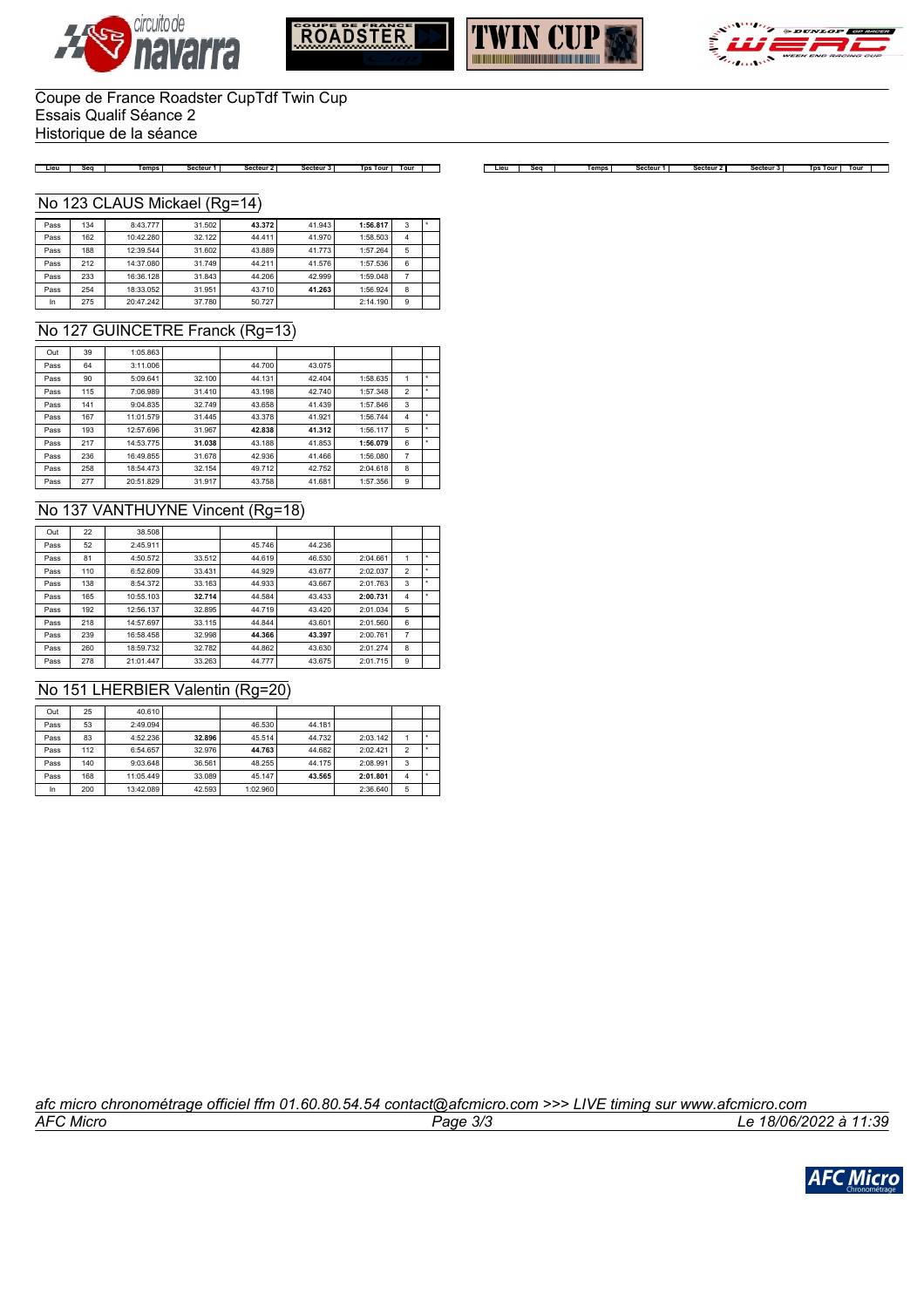Coupe de France Roadster CupTdf Twin Cup
Essais Qualif Séance 2
Historique de la séance

## No 123 CLAUS Mickael (Rg=14)

| Lieu | Seq | Temps | Secteur 1 | Secteur 2 | Secteur 3 | Tps Tour | Tour | |
|---|---|---|---|---|---|---|---|---|
| Pass | 134 | 8:43.777 | 31.502 | **43.372** | 41.943 | **1:56.817** | 3 | * |
| Pass | 162 | 10:42.280 | 32.122 | 44.411 | 41.970 | 1:58.503 | 4 | |
| Pass | 188 | 12:39.544 | 31.602 | 43.889 | 41.773 | 1:57.264 | 5 | |
| Pass | 212 | 14:37.080 | 31.749 | 44.211 | 41.576 | 1:57.536 | 6 | |
| Pass | 233 | 16:36.128 | 31.843 | 44.206 | 42.999 | 1:59.048 | 7 | |
| Pass | 254 | 18:33.052 | 31.951 | 43.710 | **41.263** | 1:56.924 | 8 | |
| In | 275 | 20:47.242 | 37.780 | 50.727 | | 2:14.190 | 9 | |

## No 127 GUINCETRE Franck (Rg=13)

| Lieu | Seq | Temps | Secteur 1 | Secteur 2 | Secteur 3 | Tps Tour | Tour | |
|---|---|---|---|---|---|---|---|---|
| Out | 39 | 1:05.863 | | | | | | |
| Pass | 64 | 3:11.006 | | 44.700 | 43.075 | | | |
| Pass | 90 | 5:09.641 | 32.100 | 44.131 | 42.404 | 1:58.635 | 1 | * |
| Pass | 115 | 7:06.989 | 31.410 | 43.198 | 42.740 | 1:57.348 | 2 | * |
| Pass | 141 | 9:04.835 | 32.749 | 43.658 | 41.439 | 1:57.846 | 3 | |
| Pass | 167 | 11:01.579 | 31.445 | 43.378 | 41.921 | 1:56.744 | 4 | * |
| Pass | 193 | 12:57.696 | 31.967 | **42.838** | **41.312** | 1:56.117 | 5 | * |
| Pass | 217 | 14:53.775 | **31.038** | 43.188 | 41.853 | **1:56.079** | 6 | * |
| Pass | 236 | 16:49.855 | 31.678 | 42.936 | 41.466 | 1:56.080 | 7 | |
| Pass | 258 | 18:54.473 | 32.154 | 49.712 | 42.752 | 2:04.618 | 8 | |
| Pass | 277 | 20:51.829 | 31.917 | 43.758 | 41.681 | 1:57.356 | 9 | |

## No 137 VANTHUYNE Vincent (Rg=18)

| Lieu | Seq | Temps | Secteur 1 | Secteur 2 | Secteur 3 | Tps Tour | Tour | |
|---|---|---|---|---|---|---|---|---|
| Out | 22 | 38.508 | | | | | | |
| Pass | 52 | 2:45.911 | | 45.746 | 44.236 | | | |
| Pass | 81 | 4:50.572 | 33.512 | 44.619 | 46.530 | 2:04.661 | 1 | * |
| Pass | 110 | 6:52.609 | 33.431 | 44.929 | 43.677 | 2:02.037 | 2 | * |
| Pass | 138 | 8:54.372 | 33.163 | 44.933 | 43.667 | 2:01.763 | 3 | * |
| Pass | 165 | 10:55.103 | **32.714** | 44.584 | 43.433 | **2:00.731** | 4 | * |
| Pass | 192 | 12:56.137 | 32.895 | 44.719 | 43.420 | 2:01.034 | 5 | |
| Pass | 218 | 14:57.697 | 33.115 | 44.844 | 43.601 | 2:01.560 | 6 | |
| Pass | 239 | 16:58.458 | 32.998 | **44.366** | **43.397** | 2:00.761 | 7 | |
| Pass | 260 | 18:59.732 | 32.782 | 44.862 | 43.630 | 2:01.274 | 8 | |
| Pass | 278 | 21:01.447 | 33.263 | 44.777 | 43.675 | 2:01.715 | 9 | |

## No 151 LHERBIER Valentin (Rg=20)

| Lieu | Seq | Temps | Secteur 1 | Secteur 2 | Secteur 3 | Tps Tour | Tour | |
|---|---|---|---|---|---|---|---|---|
| Out | 25 | 40.610 | | | | | | |
| Pass | 53 | 2:49.094 | | 46.530 | 44.181 | | | |
| Pass | 83 | 4:52.236 | **32.896** | 45.514 | 44.732 | 2:03.142 | 1 | * |
| Pass | 112 | 6:54.657 | 32.976 | **44.763** | 44.682 | 2:02.421 | 2 | * |
| Pass | 140 | 9:03.648 | 36.561 | 48.255 | 44.175 | 2:08.991 | 3 | |
| Pass | 168 | 11:05.449 | 33.089 | 45.147 | **43.565** | **2:01.801** | 4 | * |
| In | 200 | 13:42.089 | 42.593 | 1:02.960 | | 2:36.640 | 5 | |

*afc micro chronométrage officiel ffm 01.60.80.54.54 contact@afcmicro.com >>> LIVE timing sur www.afcmicro.com*

*AFC Micro* — *Le 18/06/2022 à 11:39*